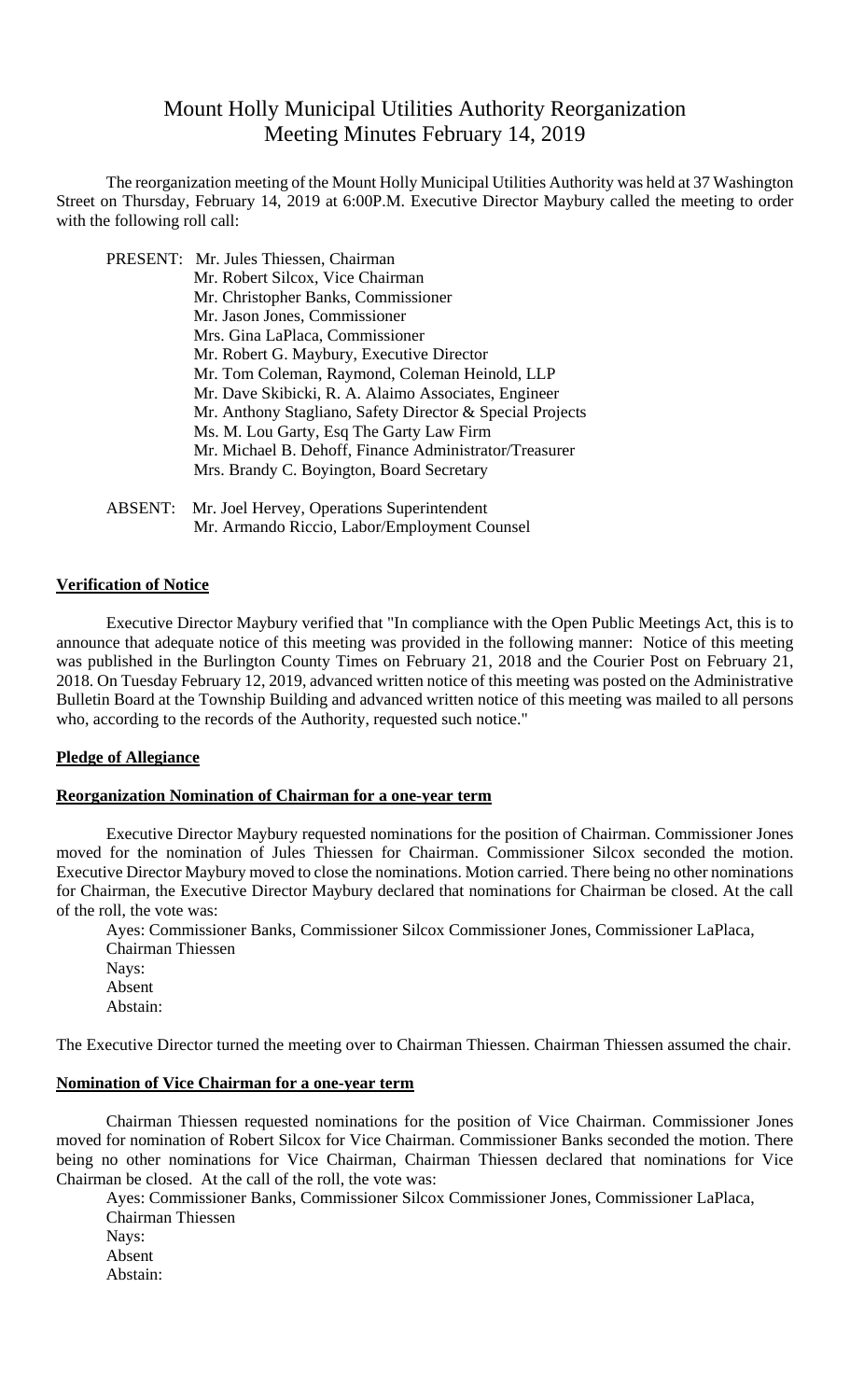# Mount Holly Municipal Utilities Authority Reorganization Meeting Minutes February 14, 2019

The reorganization meeting of the Mount Holly Municipal Utilities Authority was held at 37 Washington Street on Thursday, February 14, 2019 at 6:00P.M. Executive Director Maybury called the meeting to order with the following roll call:

PRESENT: Mr. Jules Thiessen, Chairman
Mr. Robert Silcox, Vice Chairman
Mr. Christopher Banks, Commissioner
Mr. Jason Jones, Commissioner
Mrs. Gina LaPlaca, Commissioner
Mr. Robert G. Maybury, Executive Director
Mr. Tom Coleman, Raymond, Coleman Heinold, LLP
Mr. Dave Skibicki, R. A. Alaimo Associates, Engineer
Mr. Anthony Stagliano, Safety Director & Special Projects
Ms. M. Lou Garty, Esq The Garty Law Firm
Mr. Michael B. Dehoff, Finance Administrator/Treasurer
Mrs. Brandy C. Boyington, Board Secretary

ABSENT: Mr. Joel Hervey, Operations Superintendent
Mr. Armando Riccio, Labor/Employment Counsel

**Verification of Notice**

Executive Director Maybury verified that "In compliance with the Open Public Meetings Act, this is to announce that adequate notice of this meeting was provided in the following manner: Notice of this meeting was published in the Burlington County Times on February 21, 2018 and the Courier Post on February 21, 2018. On Tuesday February 12, 2019, advanced written notice of this meeting was posted on the Administrative Bulletin Board at the Township Building and advanced written notice of this meeting was mailed to all persons who, according to the records of the Authority, requested such notice."

**Pledge of Allegiance**

**Reorganization Nomination of Chairman for a one-year term**

Executive Director Maybury requested nominations for the position of Chairman. Commissioner Jones moved for the nomination of Jules Thiessen for Chairman. Commissioner Silcox seconded the motion. Executive Director Maybury moved to close the nominations. Motion carried. There being no other nominations for Chairman, the Executive Director Maybury declared that nominations for Chairman be closed. At the call of the roll, the vote was:

Ayes: Commissioner Banks, Commissioner Silcox Commissioner Jones, Commissioner LaPlaca, Chairman Thiessen
Nays:
Absent
Abstain:

The Executive Director turned the meeting over to Chairman Thiessen. Chairman Thiessen assumed the chair.

**Nomination of Vice Chairman for a one-year term**

Chairman Thiessen requested nominations for the position of Vice Chairman. Commissioner Jones moved for nomination of Robert Silcox for Vice Chairman. Commissioner Banks seconded the motion. There being no other nominations for Vice Chairman, Chairman Thiessen declared that nominations for Vice Chairman be closed. At the call of the roll, the vote was:

Ayes: Commissioner Banks, Commissioner Silcox Commissioner Jones, Commissioner LaPlaca, Chairman Thiessen
Nays:
Absent
Abstain: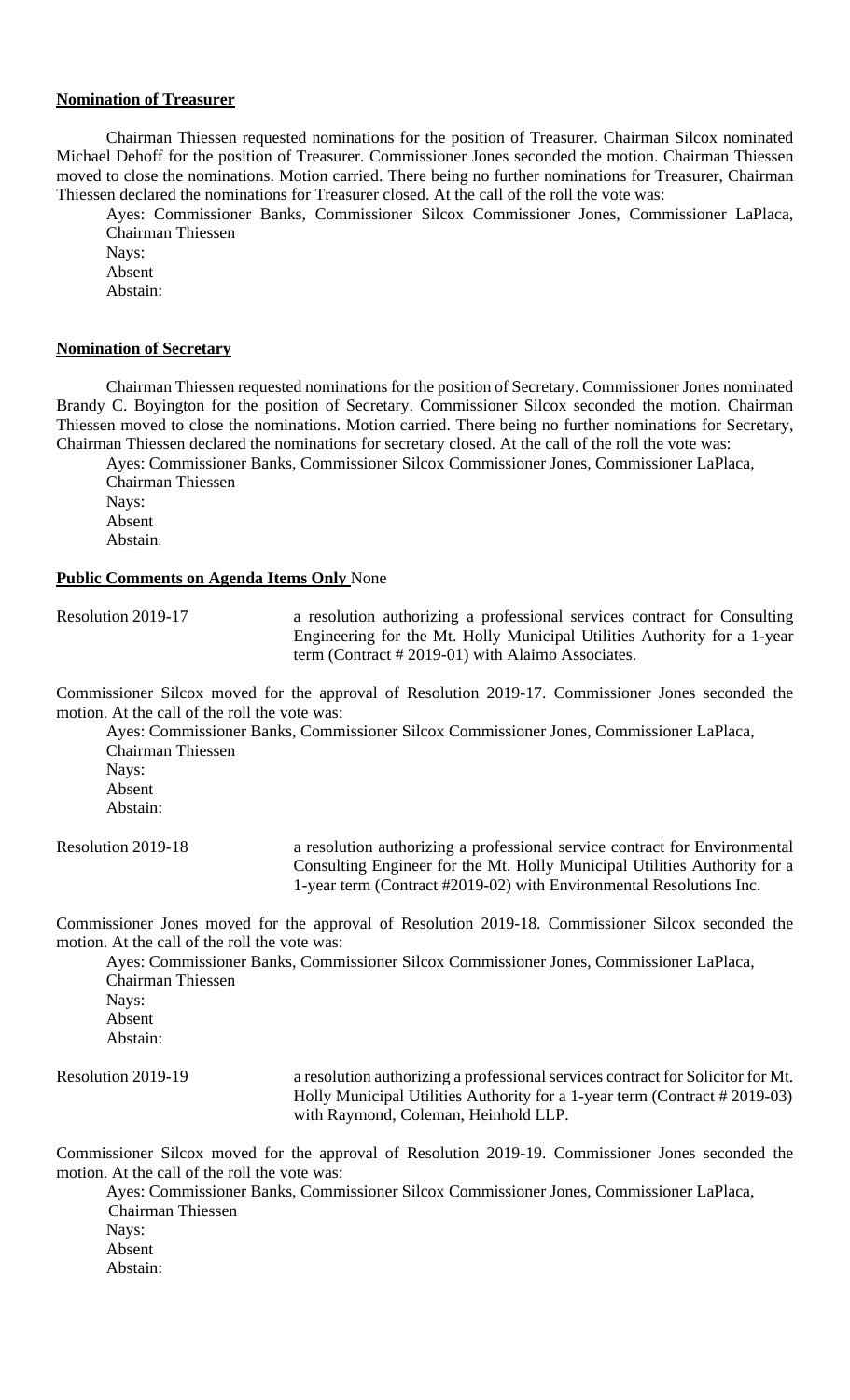**Nomination of Treasurer**

Chairman Thiessen requested nominations for the position of Treasurer. Chairman Silcox nominated Michael Dehoff for the position of Treasurer. Commissioner Jones seconded the motion. Chairman Thiessen moved to close the nominations. Motion carried. There being no further nominations for Treasurer, Chairman Thiessen declared the nominations for Treasurer closed. At the call of the roll the vote was:

Ayes: Commissioner Banks, Commissioner Silcox Commissioner Jones, Commissioner LaPlaca, Chairman Thiessen
Nays:
Absent
Abstain:

**Nomination of Secretary**

Chairman Thiessen requested nominations for the position of Secretary. Commissioner Jones nominated Brandy C. Boyington for the position of Secretary. Commissioner Silcox seconded the motion. Chairman Thiessen moved to close the nominations. Motion carried. There being no further nominations for Secretary, Chairman Thiessen declared the nominations for secretary closed. At the call of the roll the vote was:

Ayes: Commissioner Banks, Commissioner Silcox Commissioner Jones, Commissioner LaPlaca, Chairman Thiessen
Nays:
Absent
Abstain:

**Public Comments on Agenda Items Only** None

Resolution 2019-17 — a resolution authorizing a professional services contract for Consulting Engineering for the Mt. Holly Municipal Utilities Authority for a 1-year term (Contract # 2019-01) with Alaimo Associates.

Commissioner Silcox moved for the approval of Resolution 2019-17. Commissioner Jones seconded the motion. At the call of the roll the vote was:

Ayes: Commissioner Banks, Commissioner Silcox Commissioner Jones, Commissioner LaPlaca, Chairman Thiessen
Nays:
Absent
Abstain:

Resolution 2019-18 — a resolution authorizing a professional service contract for Environmental Consulting Engineer for the Mt. Holly Municipal Utilities Authority for a 1-year term (Contract #2019-02) with Environmental Resolutions Inc.

Commissioner Jones moved for the approval of Resolution 2019-18. Commissioner Silcox seconded the motion. At the call of the roll the vote was:

Ayes: Commissioner Banks, Commissioner Silcox Commissioner Jones, Commissioner LaPlaca, Chairman Thiessen
Nays:
Absent
Abstain:

Resolution 2019-19 — a resolution authorizing a professional services contract for Solicitor for Mt. Holly Municipal Utilities Authority for a 1-year term (Contract # 2019-03) with Raymond, Coleman, Heinhold LLP.

Commissioner Silcox moved for the approval of Resolution 2019-19. Commissioner Jones seconded the motion. At the call of the roll the vote was:

Ayes: Commissioner Banks, Commissioner Silcox Commissioner Jones, Commissioner LaPlaca, Chairman Thiessen
Nays:
Absent
Abstain: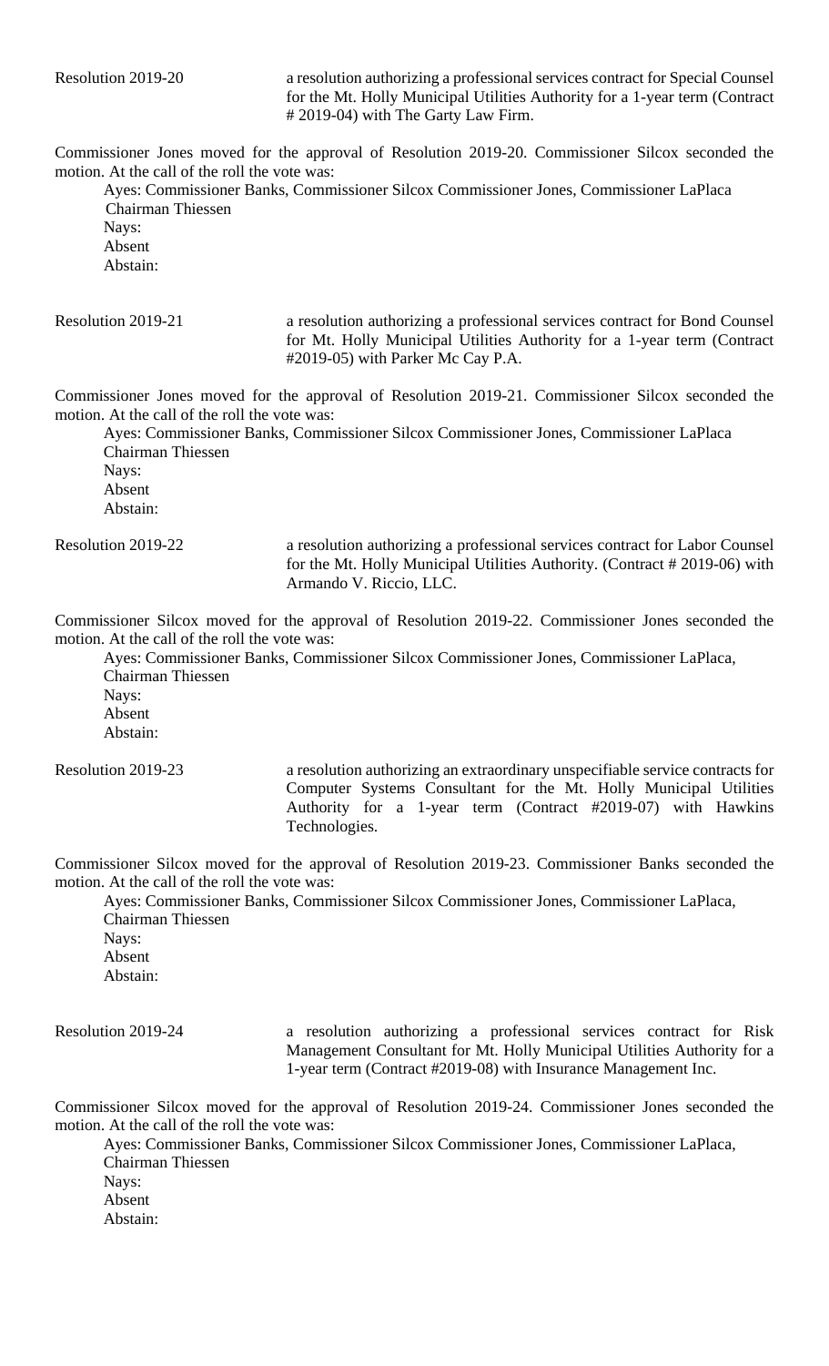Resolution 2019-20 a resolution authorizing a professional services contract for Special Counsel for the Mt. Holly Municipal Utilities Authority for a 1-year term (Contract # 2019-04) with The Garty Law Firm.

Commissioner Jones moved for the approval of Resolution 2019-20. Commissioner Silcox seconded the motion. At the call of the roll the vote was:

Ayes: Commissioner Banks, Commissioner Silcox Commissioner Jones, Commissioner LaPlaca Chairman Thiessen
Nays:
Absent
Abstain:

Resolution 2019-21 a resolution authorizing a professional services contract for Bond Counsel for Mt. Holly Municipal Utilities Authority for a 1-year term (Contract #2019-05) with Parker Mc Cay P.A.

Commissioner Jones moved for the approval of Resolution 2019-21. Commissioner Silcox seconded the motion. At the call of the roll the vote was:

Ayes: Commissioner Banks, Commissioner Silcox Commissioner Jones, Commissioner LaPlaca Chairman Thiessen
Nays:
Absent
Abstain:

Resolution 2019-22 a resolution authorizing a professional services contract for Labor Counsel for the Mt. Holly Municipal Utilities Authority. (Contract # 2019-06) with Armando V. Riccio, LLC.

Commissioner Silcox moved for the approval of Resolution 2019-22. Commissioner Jones seconded the motion. At the call of the roll the vote was:

Ayes: Commissioner Banks, Commissioner Silcox Commissioner Jones, Commissioner LaPlaca, Chairman Thiessen
Nays:
Absent
Abstain:

Resolution 2019-23 a resolution authorizing an extraordinary unspecifiable service contracts for Computer Systems Consultant for the Mt. Holly Municipal Utilities Authority for a 1-year term (Contract #2019-07) with Hawkins Technologies.

Commissioner Silcox moved for the approval of Resolution 2019-23. Commissioner Banks seconded the motion. At the call of the roll the vote was:

Ayes: Commissioner Banks, Commissioner Silcox Commissioner Jones, Commissioner LaPlaca, Chairman Thiessen
Nays:
Absent
Abstain:

Resolution 2019-24 a resolution authorizing a professional services contract for Risk Management Consultant for Mt. Holly Municipal Utilities Authority for a 1-year term (Contract #2019-08) with Insurance Management Inc.

Commissioner Silcox moved for the approval of Resolution 2019-24. Commissioner Jones seconded the motion. At the call of the roll the vote was:

Ayes: Commissioner Banks, Commissioner Silcox Commissioner Jones, Commissioner LaPlaca, Chairman Thiessen
Nays:
Absent
Abstain: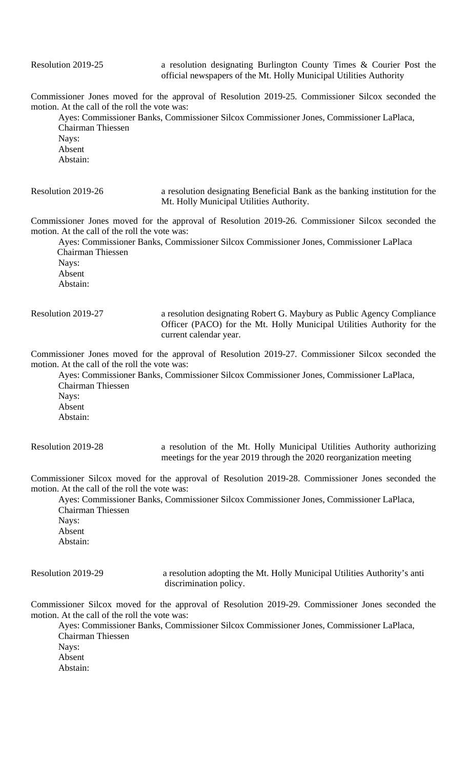Resolution 2019-25 a resolution designating Burlington County Times & Courier Post the official newspapers of the Mt. Holly Municipal Utilities Authority

Commissioner Jones moved for the approval of Resolution 2019-25. Commissioner Silcox seconded the motion. At the call of the roll the vote was:

Ayes: Commissioner Banks, Commissioner Silcox Commissioner Jones, Commissioner LaPlaca, Chairman Thiessen
Nays:
Absent
Abstain:

Resolution 2019-26 a resolution designating Beneficial Bank as the banking institution for the Mt. Holly Municipal Utilities Authority.

Commissioner Jones moved for the approval of Resolution 2019-26. Commissioner Silcox seconded the motion. At the call of the roll the vote was:

Ayes: Commissioner Banks, Commissioner Silcox Commissioner Jones, Commissioner LaPlaca Chairman Thiessen
Nays:
Absent
Abstain:

Resolution 2019-27 a resolution designating Robert G. Maybury as Public Agency Compliance Officer (PACO) for the Mt. Holly Municipal Utilities Authority for the current calendar year.

Commissioner Jones moved for the approval of Resolution 2019-27. Commissioner Silcox seconded the motion. At the call of the roll the vote was:

Ayes: Commissioner Banks, Commissioner Silcox Commissioner Jones, Commissioner LaPlaca, Chairman Thiessen
Nays:
Absent
Abstain:

Resolution 2019-28 a resolution of the Mt. Holly Municipal Utilities Authority authorizing meetings for the year 2019 through the 2020 reorganization meeting

Commissioner Silcox moved for the approval of Resolution 2019-28. Commissioner Jones seconded the motion. At the call of the roll the vote was:

Ayes: Commissioner Banks, Commissioner Silcox Commissioner Jones, Commissioner LaPlaca, Chairman Thiessen
Nays:
Absent
Abstain:

Resolution 2019-29 a resolution adopting the Mt. Holly Municipal Utilities Authority's anti discrimination policy.

Commissioner Silcox moved for the approval of Resolution 2019-29. Commissioner Jones seconded the motion. At the call of the roll the vote was:

Ayes: Commissioner Banks, Commissioner Silcox Commissioner Jones, Commissioner LaPlaca, Chairman Thiessen
Nays:
Absent
Abstain: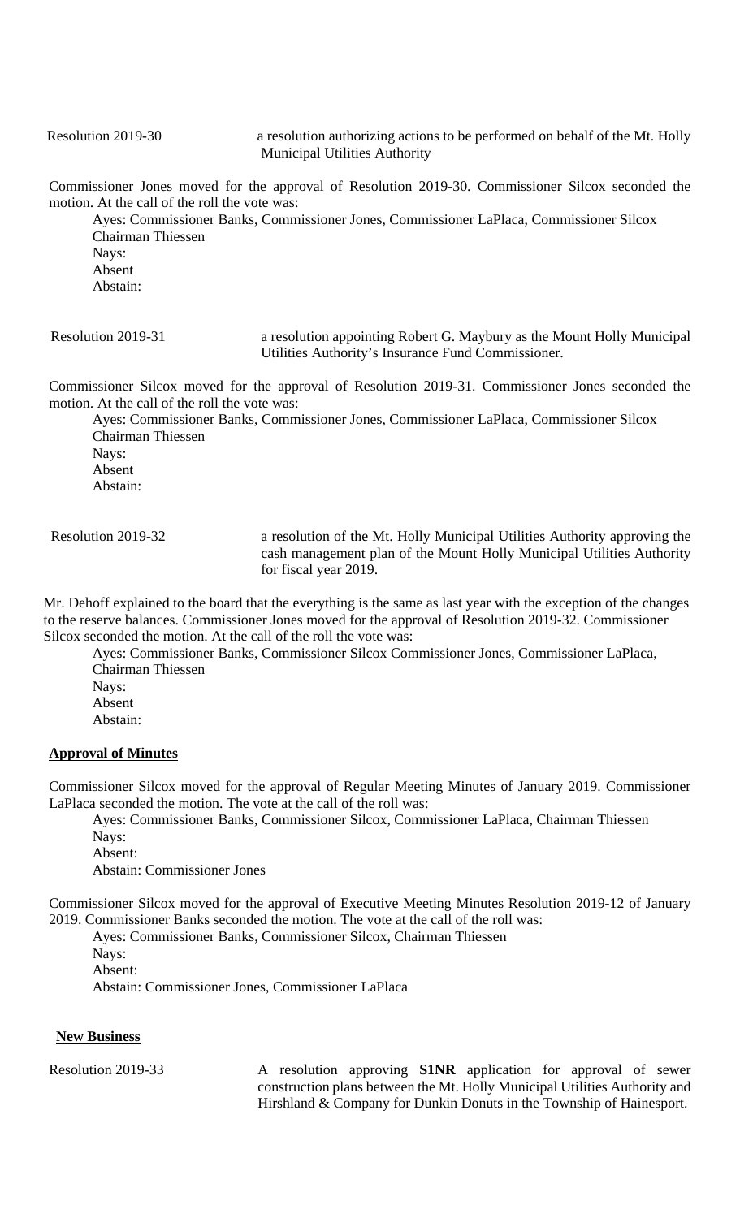Resolution 2019-30 a resolution authorizing actions to be performed on behalf of the Mt. Holly Municipal Utilities Authority

Commissioner Jones moved for the approval of Resolution 2019-30. Commissioner Silcox seconded the motion. At the call of the roll the vote was:

Ayes: Commissioner Banks, Commissioner Jones, Commissioner LaPlaca, Commissioner Silcox Chairman Thiessen
Nays:
Absent
Abstain:

Resolution 2019-31 a resolution appointing Robert G. Maybury as the Mount Holly Municipal Utilities Authority's Insurance Fund Commissioner.

Commissioner Silcox moved for the approval of Resolution 2019-31. Commissioner Jones seconded the motion. At the call of the roll the vote was:

Ayes: Commissioner Banks, Commissioner Jones, Commissioner LaPlaca, Commissioner Silcox Chairman Thiessen
Nays:
Absent
Abstain:

Resolution 2019-32 a resolution of the Mt. Holly Municipal Utilities Authority approving the cash management plan of the Mount Holly Municipal Utilities Authority for fiscal year 2019.

Mr. Dehoff explained to the board that the everything is the same as last year with the exception of the changes to the reserve balances. Commissioner Jones moved for the approval of Resolution 2019-32. Commissioner Silcox seconded the motion. At the call of the roll the vote was:

Ayes: Commissioner Banks, Commissioner Silcox Commissioner Jones, Commissioner LaPlaca, Chairman Thiessen
Nays:
Absent
Abstain:

**Approval of Minutes**

Commissioner Silcox moved for the approval of Regular Meeting Minutes of January 2019. Commissioner LaPlaca seconded the motion. The vote at the call of the roll was:

Ayes: Commissioner Banks, Commissioner Silcox, Commissioner LaPlaca, Chairman Thiessen
Nays:
Absent:
Abstain: Commissioner Jones

Commissioner Silcox moved for the approval of Executive Meeting Minutes Resolution 2019-12 of January 2019. Commissioner Banks seconded the motion. The vote at the call of the roll was:

Ayes: Commissioner Banks, Commissioner Silcox, Chairman Thiessen
Nays:
Absent:
Abstain: Commissioner Jones, Commissioner LaPlaca

**New Business**

Resolution 2019-33 A resolution approving **S1NR** application for approval of sewer construction plans between the Mt. Holly Municipal Utilities Authority and Hirshland & Company for Dunkin Donuts in the Township of Hainesport.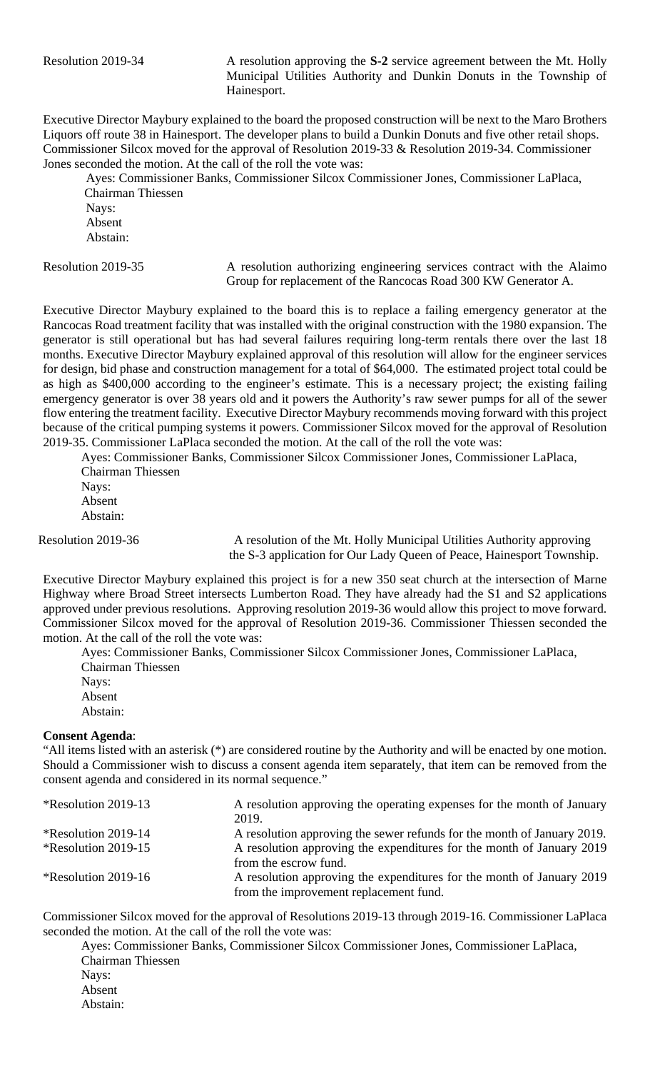Resolution 2019-34 A resolution approving the **S-2** service agreement between the Mt. Holly Municipal Utilities Authority and Dunkin Donuts in the Township of Hainesport.

Executive Director Maybury explained to the board the proposed construction will be next to the Maro Brothers Liquors off route 38 in Hainesport. The developer plans to build a Dunkin Donuts and five other retail shops. Commissioner Silcox moved for the approval of Resolution 2019-33 & Resolution 2019-34. Commissioner Jones seconded the motion. At the call of the roll the vote was:

Ayes: Commissioner Banks, Commissioner Silcox Commissioner Jones, Commissioner LaPlaca, Chairman Thiessen
Nays:
Absent
Abstain:

Resolution 2019-35 A resolution authorizing engineering services contract with the Alaimo Group for replacement of the Rancocas Road 300 KW Generator A.

Executive Director Maybury explained to the board this is to replace a failing emergency generator at the Rancocas Road treatment facility that was installed with the original construction with the 1980 expansion. The generator is still operational but has had several failures requiring long-term rentals there over the last 18 months. Executive Director Maybury explained approval of this resolution will allow for the engineer services for design, bid phase and construction management for a total of $64,000. The estimated project total could be as high as $400,000 according to the engineer's estimate. This is a necessary project; the existing failing emergency generator is over 38 years old and it powers the Authority's raw sewer pumps for all of the sewer flow entering the treatment facility. Executive Director Maybury recommends moving forward with this project because of the critical pumping systems it powers. Commissioner Silcox moved for the approval of Resolution 2019-35. Commissioner LaPlaca seconded the motion. At the call of the roll the vote was:

Ayes: Commissioner Banks, Commissioner Silcox Commissioner Jones, Commissioner LaPlaca, Chairman Thiessen
Nays:
Absent
Abstain:

Resolution 2019-36 A resolution of the Mt. Holly Municipal Utilities Authority approving the S-3 application for Our Lady Queen of Peace, Hainesport Township.

Executive Director Maybury explained this project is for a new 350 seat church at the intersection of Marne Highway where Broad Street intersects Lumberton Road. They have already had the S1 and S2 applications approved under previous resolutions. Approving resolution 2019-36 would allow this project to move forward. Commissioner Silcox moved for the approval of Resolution 2019-36. Commissioner Thiessen seconded the motion. At the call of the roll the vote was:

Ayes: Commissioner Banks, Commissioner Silcox Commissioner Jones, Commissioner LaPlaca, Chairman Thiessen
Nays:
Absent
Abstain:

**Consent Agenda**:

"All items listed with an asterisk (*) are considered routine by the Authority and will be enacted by one motion. Should a Commissioner wish to discuss a consent agenda item separately, that item can be removed from the consent agenda and considered in its normal sequence."

*Resolution 2019-13 A resolution approving the operating expenses for the month of January 2019.

*Resolution 2019-14 A resolution approving the sewer refunds for the month of January 2019.

*Resolution 2019-15 A resolution approving the expenditures for the month of January 2019 from the escrow fund.

*Resolution 2019-16 A resolution approving the expenditures for the month of January 2019 from the improvement replacement fund.

Commissioner Silcox moved for the approval of Resolutions 2019-13 through 2019-16. Commissioner LaPlaca seconded the motion. At the call of the roll the vote was:

Ayes: Commissioner Banks, Commissioner Silcox Commissioner Jones, Commissioner LaPlaca, Chairman Thiessen
Nays:
Absent
Abstain: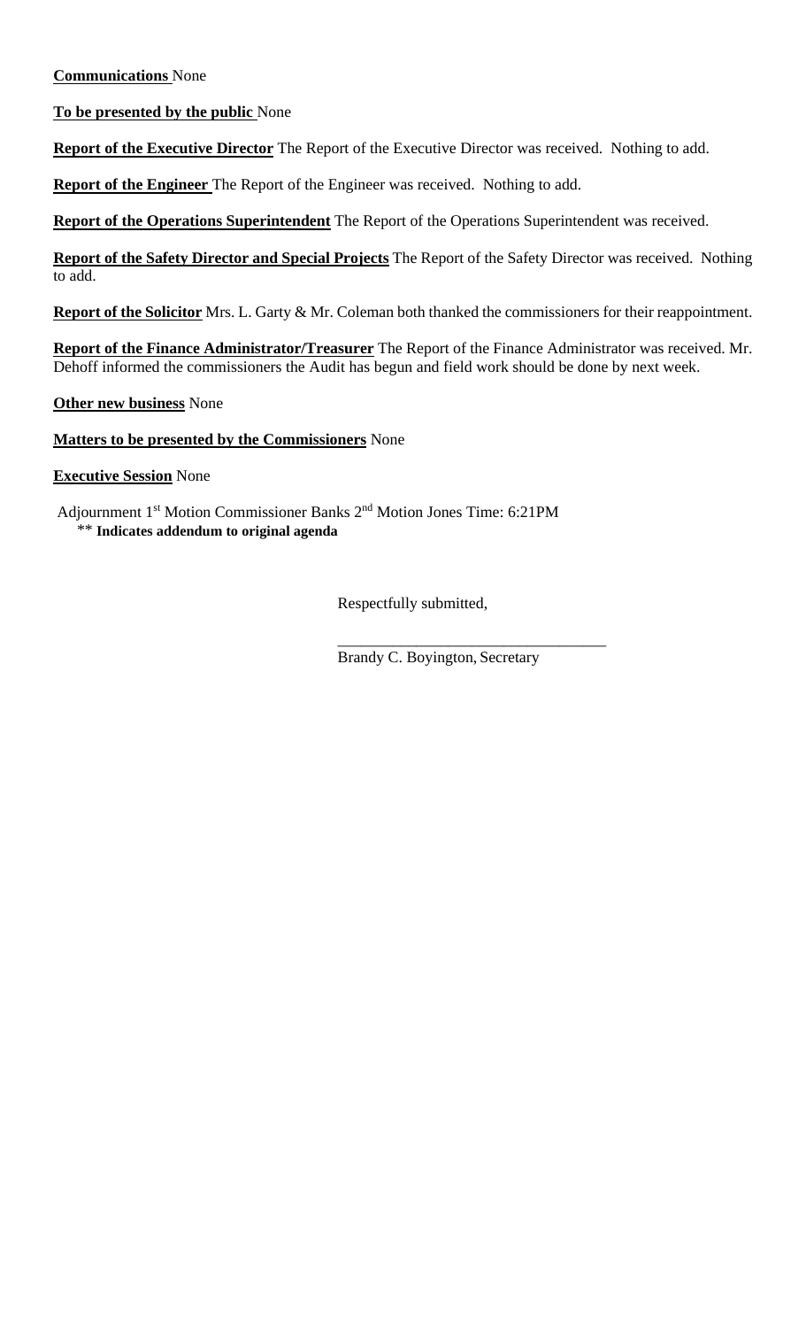**Communications** None

**To be presented by the public** None

**Report of the Executive Director** The Report of the Executive Director was received. Nothing to add.

**Report of the Engineer** The Report of the Engineer was received. Nothing to add.

**Report of the Operations Superintendent** The Report of the Operations Superintendent was received.

**Report of the Safety Director and Special Projects** The Report of the Safety Director was received. Nothing to add.

**Report of the Solicitor** Mrs. L. Garty & Mr. Coleman both thanked the commissioners for their reappointment.

**Report of the Finance Administrator/Treasurer** The Report of the Finance Administrator was received. Mr. Dehoff informed the commissioners the Audit has begun and field work should be done by next week.

**Other new business** None

**Matters to be presented by the Commissioners** None

**Executive Session** None

Adjournment 1st Motion Commissioner Banks 2nd Motion Jones Time: 6:21PM

** **Indicates addendum to original agenda**

Respectfully submitted,

\_\_\_\_\_\_\_\_\_\_\_\_\_\_\_\_\_\_\_\_\_\_\_\_\_\_\_\_\_\_\_\_\_\_

Brandy C. Boyington, Secretary